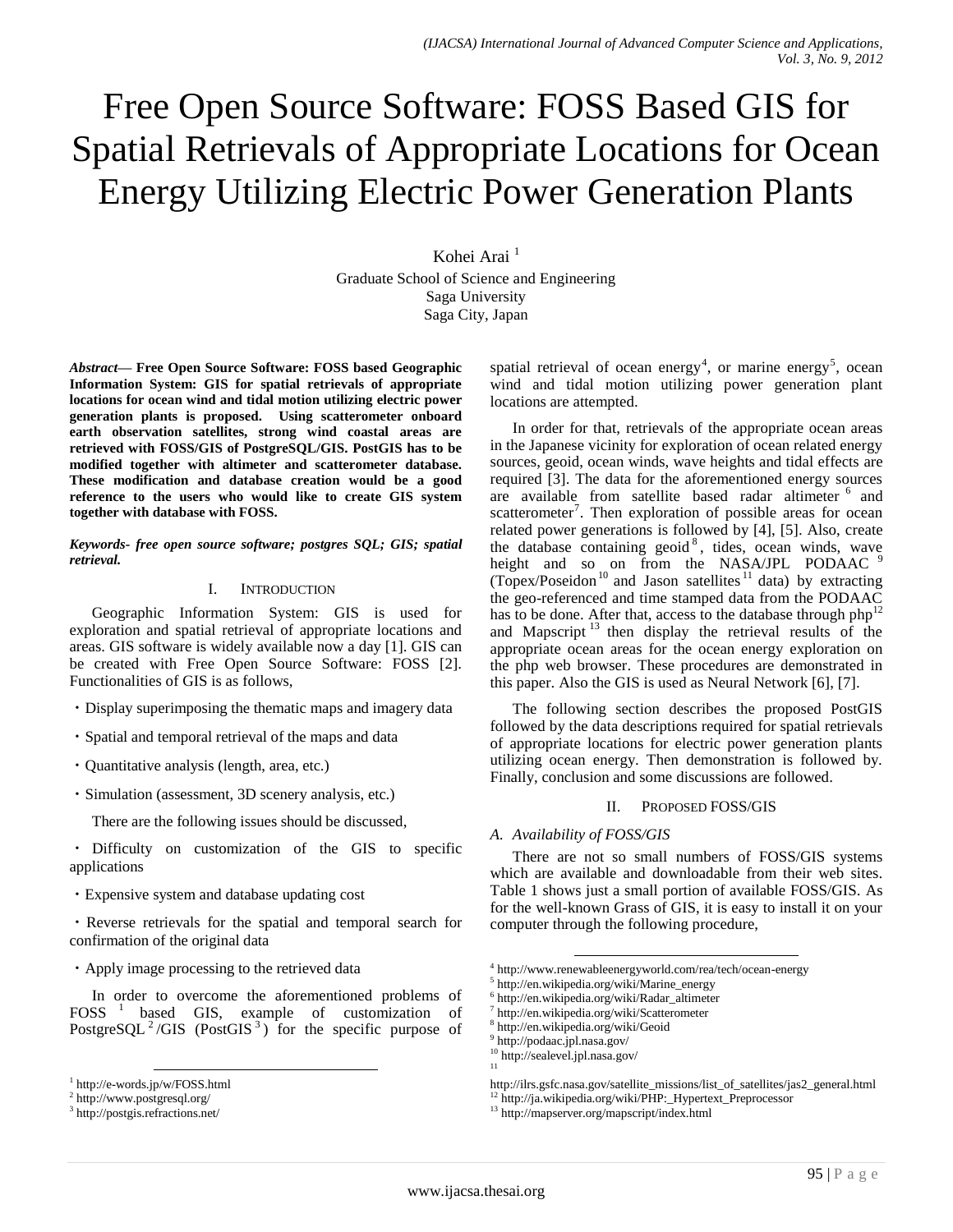# Free Open Source Software: FOSS Based GIS for Spatial Retrievals of Appropriate Locations for Ocean Energy Utilizing Electric Power Generation Plants

Kohei Arai [1]

Graduate School of Science and Engineering
Saga University
Saga City, Japan

***Abstract*— Free Open Source Software: FOSS based Geographic Information System: GIS for spatial retrievals of appropriate locations for ocean wind and tidal motion utilizing electric power generation plants is proposed. Using scatterometer onboard earth observation satellites, strong wind coastal areas are retrieved with FOSS/GIS of PostgreSQL/GIS. PostGIS has to be modified together with altimeter and scatterometer database. These modification and database creation would be a good reference to the users who would like to create GIS system together with database with FOSS.**

***Keywords- free open source software; postgres SQL; GIS; spatial retrieval.***

## I. Introduction

Geographic Information System: GIS is used for exploration and spatial retrieval of appropriate locations and areas. GIS software is widely available now a day [1]. GIS can be created with Free Open Source Software: FOSS [2]. Functionalities of GIS is as follows,

・Display superimposing the thematic maps and imagery data

・Spatial and temporal retrieval of the maps and data

・Quantitative analysis (length, area, etc.)

・Simulation (assessment, 3D scenery analysis, etc.)

There are the following issues should be discussed,

・Difficulty on customization of the GIS to specific applications

・Expensive system and database updating cost

・Reverse retrievals for the spatial and temporal search for confirmation of the original data

・Apply image processing to the retrieved data

In order to overcome the aforementioned problems of FOSS [1] based GIS, example of customization of PostgreSQL [2]/GIS (PostGIS [3]) for the specific purpose of spatial retrieval of ocean energy[4], or marine energy[5], ocean wind and tidal motion utilizing power generation plant locations are attempted.

In order for that, retrievals of the appropriate ocean areas in the Japanese vicinity for exploration of ocean related energy sources, geoid, ocean winds, wave heights and tidal effects are required [3]. The data for the aforementioned energy sources are available from satellite based radar altimeter [6] and scatterometer[7]. Then exploration of possible areas for ocean related power generations is followed by [4], [5]. Also, create the database containing geoid[8], tides, ocean winds, wave height and so on from the NASA/JPL PODAAC [9] (Topex/Poseidon[10] and Jason satellites[11] data) by extracting the geo-referenced and time stamped data from the PODAAC has to be done. After that, access to the database through php[12] and Mapscript [13] then display the retrieval results of the appropriate ocean areas for the ocean energy exploration on the php web browser. These procedures are demonstrated in this paper. Also the GIS is used as Neural Network [6], [7].

The following section describes the proposed PostGIS followed by the data descriptions required for spatial retrievals of appropriate locations for electric power generation plants utilizing ocean energy. Then demonstration is followed by. Finally, conclusion and some discussions are followed.

## II. Proposed FOSS/GIS

### A. Availability of FOSS/GIS

There are not so small numbers of FOSS/GIS systems which are available and downloadable from their web sites. Table 1 shows just a small portion of available FOSS/GIS. As for the well-known Grass of GIS, it is easy to install it on your computer through the following procedure,

---

[1] http://e-words.jp/w/FOSS.html
[2] http://www.postgresql.org/
[3] http://postgis.refractions.net/
[4] http://www.renewableenergyworld.com/rea/tech/ocean-energy
[5] http://en.wikipedia.org/wiki/Marine_energy
[6] http://en.wikipedia.org/wiki/Radar_altimeter
[7] http://en.wikipedia.org/wiki/Scatterometer
[8] http://en.wikipedia.org/wiki/Geoid
[9] http://podaac.jpl.nasa.gov/
[10] http://sealevel.jpl.nasa.gov/
[11] http://ilrs.gsfc.nasa.gov/satellite_missions/list_of_satellites/jas2_general.html
[12] http://ja.wikipedia.org/wiki/PHP:_Hypertext_Preprocessor
[13] http://mapserver.org/mapscript/index.html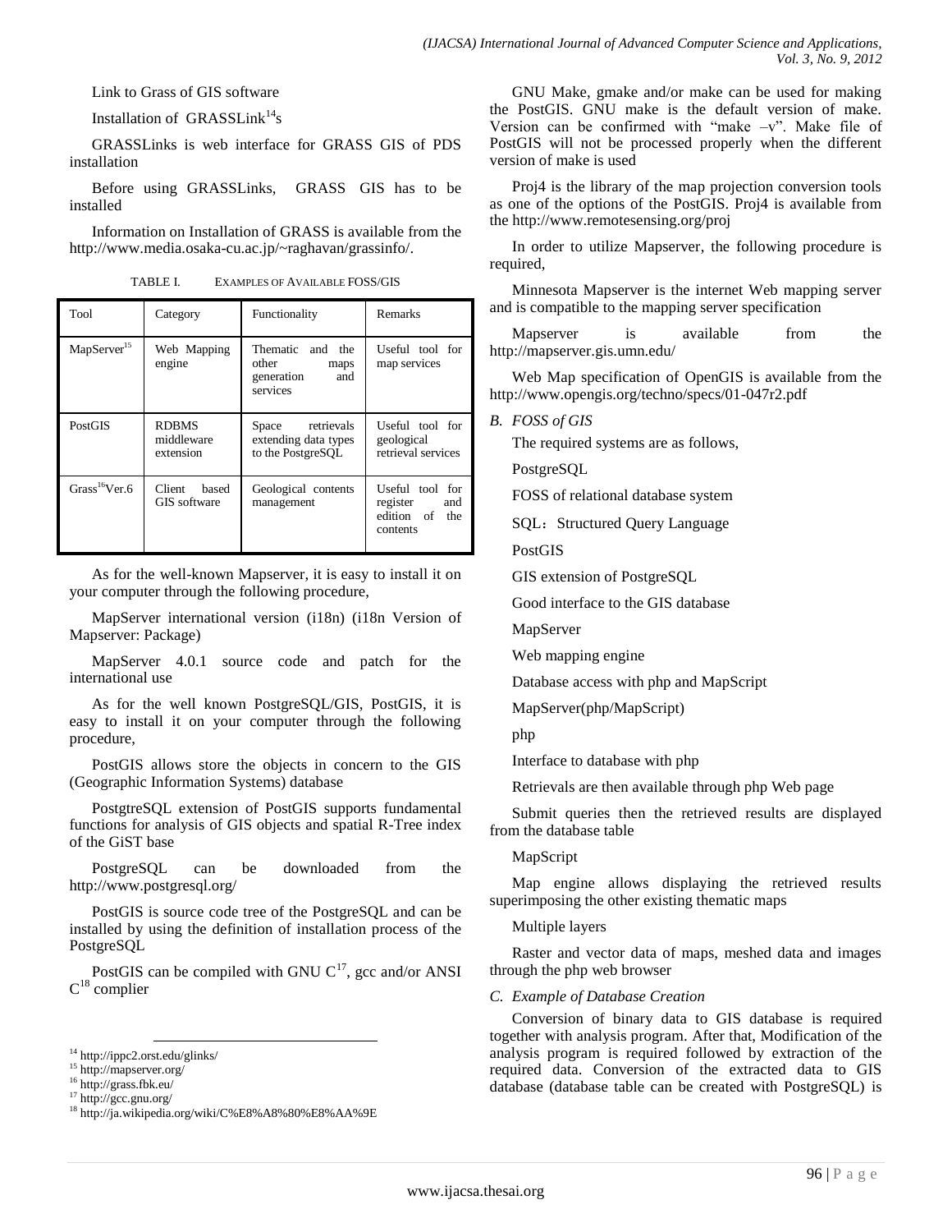Link to Grass of GIS software

Installation of GRASSLink[14]s

GRASSLinks is web interface for GRASS GIS of PDS installation

Before using GRASSLinks, GRASS GIS has to be installed

Information on Installation of GRASS is available from the http://www.media.osaka-cu.ac.jp/~raghavan/grassinfo/.

TABLE I. EXAMPLES OF AVAILABLE FOSS/GIS

| Tool | Category | Functionality | Remarks |
| --- | --- | --- | --- |
| MapServer[15] | Web Mapping engine | Thematic and the other maps generation and services | Useful tool for map services |
| PostGIS | RDBMS middleware extension | Space retrievals extending data types to the PostgreSQL | Useful tool for geological retrieval services |
| Grass[16]Ver.6 | Client based GIS software | Geological contents management | Useful tool for register and edition of the contents |

As for the well-known Mapserver, it is easy to install it on your computer through the following procedure,

MapServer international version (i18n) (i18n Version of Mapserver: Package)

MapServer 4.0.1 source code and patch for the international use

As for the well known PostgreSQL/GIS, PostGIS, it is easy to install it on your computer through the following procedure,

PostGIS allows store the objects in concern to the GIS (Geographic Information Systems) database

PostgtreSQL extension of PostGIS supports fundamental functions for analysis of GIS objects and spatial R-Tree index of the GiST base

PostgreSQL can be downloaded from the http://www.postgresql.org/

PostGIS is source code tree of the PostgreSQL and can be installed by using the definition of installation process of the PostgreSQL

PostGIS can be compiled with GNU C[17], gcc and/or ANSI C[18] complier

GNU Make, gmake and/or make can be used for making the PostGIS. GNU make is the default version of make. Version can be confirmed with "make –v". Make file of PostGIS will not be processed properly when the different version of make is used

Proj4 is the library of the map projection conversion tools as one of the options of the PostGIS. Proj4 is available from the http://www.remotesensing.org/proj

In order to utilize Mapserver, the following procedure is required,

Minnesota Mapserver is the internet Web mapping server and is compatible to the mapping server specification

Mapserver is available from the http://mapserver.gis.umn.edu/

Web Map specification of OpenGIS is available from the http://www.opengis.org/techno/specs/01-047r2.pdf

*B. FOSS of GIS*

The required systems are as follows,

PostgreSQL

FOSS of relational database system

SQL：Structured Query Language

PostGIS

GIS extension of PostgreSQL

Good interface to the GIS database

MapServer

Web mapping engine

Database access with php and MapScript

MapServer(php/MapScript)

php

Interface to database with php

Retrievals are then available through php Web page

Submit queries then the retrieved results are displayed from the database table

MapScript

Map engine allows displaying the retrieved results superimposing the other existing thematic maps

Multiple layers

Raster and vector data of maps, meshed data and images through the php web browser

*C. Example of Database Creation*

Conversion of binary data to GIS database is required together with analysis program. After that, Modification of the analysis program is required followed by extraction of the required data. Conversion of the extracted data to GIS database (database table can be created with PostgreSQL) is

---

[14] http://ippc2.orst.edu/glinks/

[15] http://mapserver.org/

[16] http://grass.fbk.eu/

[17] http://gcc.gnu.org/

[18] http://ja.wikipedia.org/wiki/C%E8%A8%80%E8%AA%9E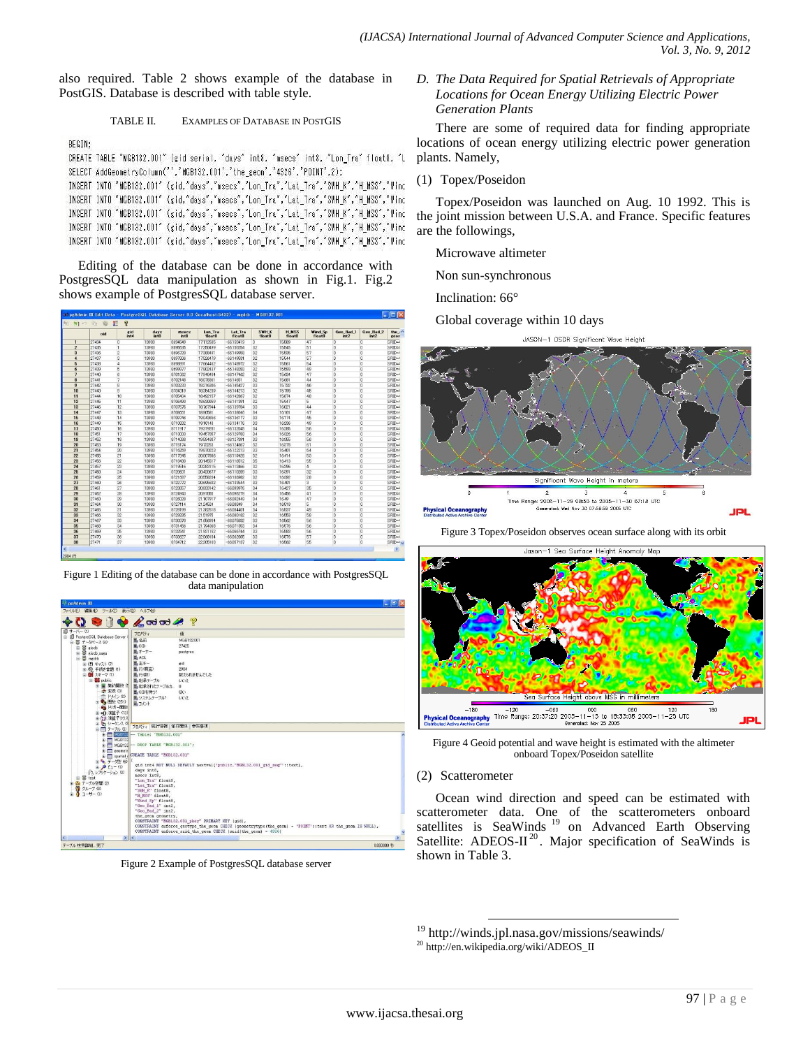also required. Table 2 shows example of the database in PostGIS. Database is described with table style.

TABLE II. EXAMPLES OF DATABASE IN POSTGIS

```
BEGIN;
CREATE TABLE "MGB132.001" (gid serial, "days" int8, "msecs" int8, "Lon_Tra" float8, "L
SELECT AddGeometryColumn('','MGB132.001','the_geom','4326','POINT',2);
INSERT INTO "MGB132.001" (gid,"days","msecs","Lon_Tra","Lat_Tra","SWH_K","H_MSS","Winc
INSERT INTO "MGB132.001" (gid,"days","msecs","Lon_Tra","Lat_Tra","SWH_K","H_MSS","Winc
INSERT INTO "MGB132.001" (gid,"days","msecs","Lon_Tra","Lat_Tra","SWH_K","H_MSS","Winc
INSERT INTO "MGB132.001" (gid,"days","msecs","Lon_Tra","Lat_Tra","SWH_K","H_MSS","Winc
INSERT INTO "MGB132.001" (gid,"days","msecs","Lon_Tra","Lat_Tra","SWH_K","H_MSS","Winc
```

Editing of the database can be done in accordance with PostgresSQL data manipulation as shown in Fig.1. Fig.2 shows example of PostgresSQL database server.

Figure 1 Editing of the database can be done in accordance with PostgresSQL data manipulation

Figure 2 Example of PostgresSQL database server

*D. The Data Required for Spatial Retrievals of Appropriate Locations for Ocean Energy Utilizing Electric Power Generation Plants*

There are some of required data for finding appropriate locations of ocean energy utilizing electric power generation plants. Namely,

(1) Topex/Poseidon

Topex/Poseidon was launched on Aug. 10 1992. This is the joint mission between U.S.A. and France. Specific features are the followings,

Microwave altimeter

Non sun-synchronous

Inclination: 66°

Global coverage within 10 days

Figure 3 Topex/Poseidon observes ocean surface along with its orbit

Figure 4 Geoid potential and wave height is estimated with the altimeter onboard Topex/Poseidon satellite

(2) Scatterometer

Ocean wind direction and speed can be estimated with scatterometer data. One of the scatterometers onboard satellites is SeaWinds [19] on Advanced Earth Observing Satellite: ADEOS-II [20]. Major specification of SeaWinds is shown in Table 3.

[19] http://winds.jpl.nasa.gov/missions/seawinds/

[20] http://en.wikipedia.org/wiki/ADEOS_II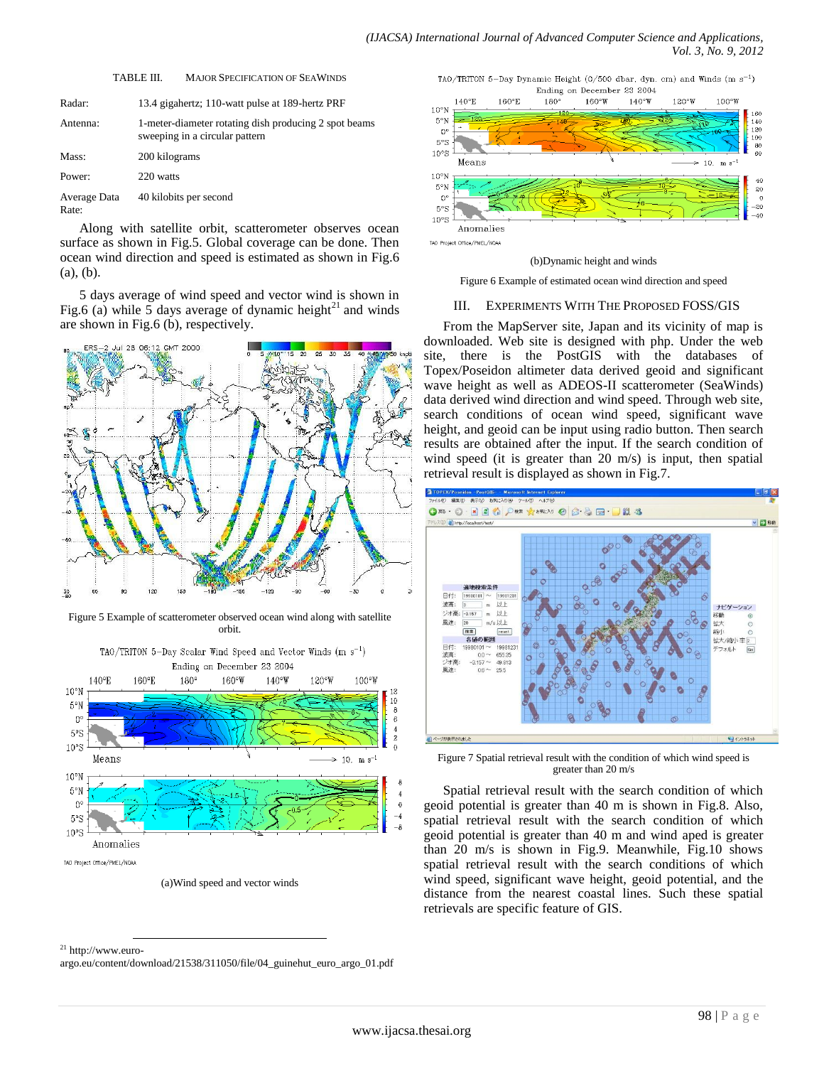TABLE III. MAJOR SPECIFICATION OF SEAWINDS

| | |
|---|---|
| Radar: | 13.4 gigahertz; 110-watt pulse at 189-hertz PRF |
| Antenna: | 1-meter-diameter rotating dish producing 2 spot beams sweeping in a circular pattern |
| Mass: | 200 kilograms |
| Power: | 220 watts |
| Average Data Rate: | 40 kilobits per second |

Along with satellite orbit, scatterometer observes ocean surface as shown in Fig.5. Global coverage can be done. Then ocean wind direction and speed is estimated as shown in Fig.6 (a), (b).

5 days average of wind speed and vector wind is shown in Fig.6 (a) while 5 days average of dynamic height[21] and winds are shown in Fig.6 (b), respectively.

Figure 5 Example of scatterometer observed ocean wind along with satellite orbit.

(a)Wind speed and vector winds

(b)Dynamic height and winds

Figure 6 Example of estimated ocean wind direction and speed

## III. EXPERIMENTS WITH THE PROPOSED FOSS/GIS

From the MapServer site, Japan and its vicinity of map is downloaded. Web site is designed with php. Under the web site, there is the PostGIS with the databases of Topex/Poseidon altimeter data derived geoid and significant wave height as well as ADEOS-II scatterometer (SeaWinds) data derived wind direction and wind speed. Through web site, search conditions of ocean wind speed, significant wave height, and geoid can be input using radio button. Then search results are obtained after the input. If the search condition of wind speed (it is greater than 20 m/s) is input, then spatial retrieval result is displayed as shown in Fig.7.

Figure 7 Spatial retrieval result with the condition of which wind speed is greater than 20 m/s

Spatial retrieval result with the search condition of which geoid potential is greater than 40 m is shown in Fig.8. Also, spatial retrieval result with the search condition of which geoid potential is greater than 40 m and wind aped is greater than 20 m/s is shown in Fig.9. Meanwhile, Fig.10 shows spatial retrieval result with the search conditions of which wind speed, significant wave height, geoid potential, and the distance from the nearest coastal lines. Such these spatial retrievals are specific feature of GIS.

[21] http://www.euro-argo.eu/content/download/21538/311050/file/04_guinehut_euro_argo_01.pdf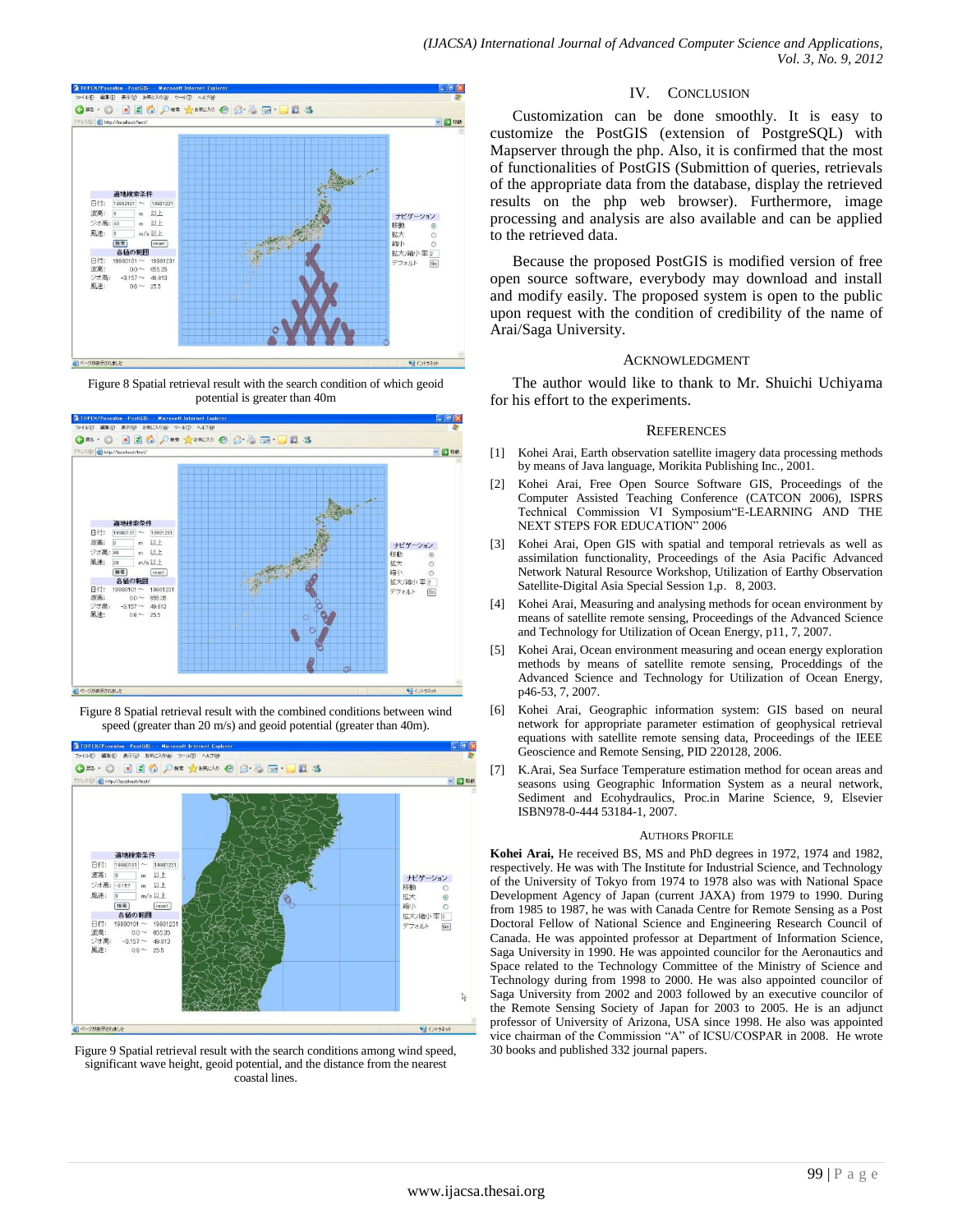Figure 8 Spatial retrieval result with the search condition of which geoid potential is greater than 40m

Figure 8 Spatial retrieval result with the combined conditions between wind speed (greater than 20 m/s) and geoid potential (greater than 40m).

Figure 9 Spatial retrieval result with the search conditions among wind speed, significant wave height, geoid potential, and the distance from the nearest coastal lines.

## IV. CONCLUSION

Customization can be done smoothly. It is easy to customize the PostGIS (extension of PostgreSQL) with Mapserver through the php. Also, it is confirmed that the most of functionalities of PostGIS (Submittion of queries, retrievals of the appropriate data from the database, display the retrieved results on the php web browser). Furthermore, image processing and analysis are also available and can be applied to the retrieved data.

Because the proposed PostGIS is modified version of free open source software, everybody may download and install and modify easily. The proposed system is open to the public upon request with the condition of credibility of the name of Arai/Saga University.

## ACKNOWLEDGMENT

The author would like to thank to Mr. Shuichi Uchiyama for his effort to the experiments.

## REFERENCES

[1] Kohei Arai, Earth observation satellite imagery data processing methods by means of Java language, Morikita Publishing Inc., 2001.

[2] Kohei Arai, Free Open Source Software GIS, Proceedings of the Computer Assisted Teaching Conference (CATCON 2006), ISPRS Technical Commission VI Symposium"E-LEARNING AND THE NEXT STEPS FOR EDUCATION" 2006

[3] Kohei Arai, Open GIS with spatial and temporal retrievals as well as assimilation functionality, Proceedings of the Asia Pacific Advanced Network Natural Resource Workshop, Utilization of Earthy Observation Satellite-Digital Asia Special Session 1,p. 8, 2003.

[4] Kohei Arai, Measuring and analysing methods for ocean environment by means of satellite remote sensing, Proceedings of the Advanced Science and Technology for Utilization of Ocean Energy, p11, 7, 2007.

[5] Kohei Arai, Ocean environment measuring and ocean energy exploration methods by means of satellite remote sensing, Proceddings of the Advanced Science and Technology for Utilization of Ocean Energy, p46-53, 7, 2007.

[6] Kohei Arai, Geographic information system: GIS based on neural network for appropriate parameter estimation of geophysical retrieval equations with satellite remote sensing data, Proceedings of the IEEE Geoscience and Remote Sensing, PID 220128, 2006.

[7] K.Arai, Sea Surface Temperature estimation method for ocean areas and seasons using Geographic Information System as a neural network, Sediment and Ecohydraulics, Proc.in Marine Science, 9, Elsevier ISBN978-0-444 53184-1, 2007.

### AUTHORS PROFILE

**Kohei Arai,** He received BS, MS and PhD degrees in 1972, 1974 and 1982, respectively. He was with The Institute for Industrial Science, and Technology of the University of Tokyo from 1974 to 1978 also was with National Space Development Agency of Japan (current JAXA) from 1979 to 1990. During from 1985 to 1987, he was with Canada Centre for Remote Sensing as a Post Doctoral Fellow of National Science and Engineering Research Council of Canada. He was appointed professor at Department of Information Science, Saga University in 1990. He was appointed councilor for the Aeronautics and Space related to the Technology Committee of the Ministry of Science and Technology during from 1998 to 2000. He was also appointed councilor of Saga University from 2002 and 2003 followed by an executive councilor of the Remote Sensing Society of Japan for 2003 to 2005. He is an adjunct professor of University of Arizona, USA since 1998. He also was appointed vice chairman of the Commission "A" of ICSU/COSPAR in 2008. He wrote 30 books and published 332 journal papers.